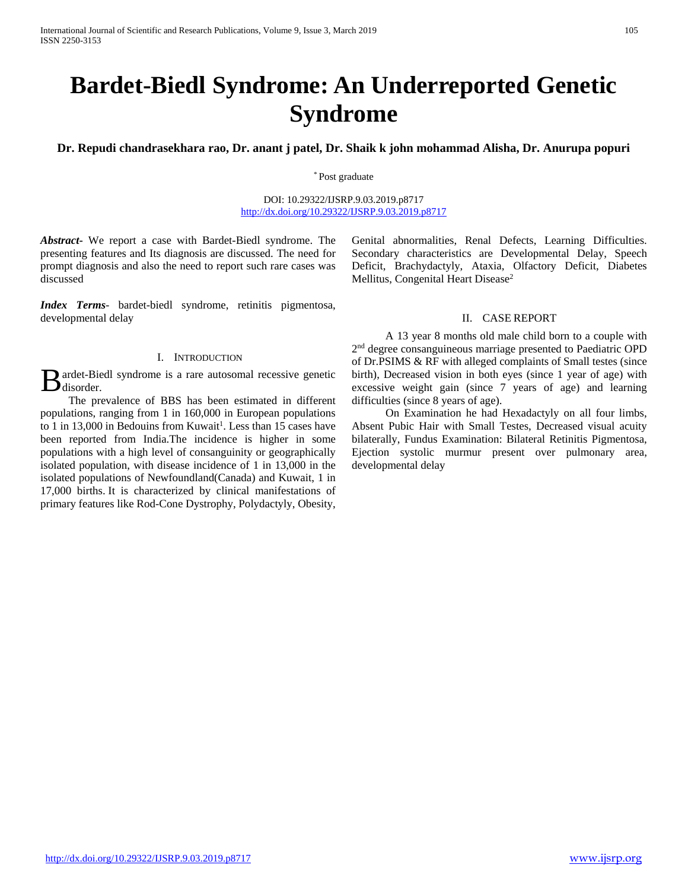# Bardet-Biedl Syndrome: An Underreported Genetic Syndrome

**Dr. Repudi chandrasekhara rao, Dr. anant j patel, Dr. Shaik k john mohammad Alisha, Dr. Anurupa popuri**

[*] Post graduate

DOI: 10.29322/IJSRP.9.03.2019.p8717
http://dx.doi.org/10.29322/IJSRP.9.03.2019.p8717

***Abstract*-** We report a case with Bardet-Biedl syndrome. The presenting features and Its diagnosis are discussed. The need for prompt diagnosis and also the need to report such rare cases was discussed

***Index Terms*-** bardet-biedl syndrome, retinitis pigmentosa, developmental delay

## I. Introduction

Bardet-Biedl syndrome is a rare autosomal recessive genetic disorder.

The prevalence of BBS has been estimated in different populations, ranging from 1 in 160,000 in European populations to 1 in 13,000 in Bedouins from Kuwait[1]. Less than 15 cases have been reported from India.The incidence is higher in some populations with a high level of consanguinity or geographically isolated population, with disease incidence of 1 in 13,000 in the isolated populations of Newfoundland(Canada) and Kuwait, 1 in 17,000 births. It is characterized by clinical manifestations of primary features like Rod-Cone Dystrophy, Polydactyly, Obesity, Genital abnormalities, Renal Defects, Learning Difficulties. Secondary characteristics are Developmental Delay, Speech Deficit, Brachydactyly, Ataxia, Olfactory Deficit, Diabetes Mellitus, Congenital Heart Disease[2]

## II. Case Report

A 13 year 8 months old male child born to a couple with 2nd degree consanguineous marriage presented to Paediatric OPD of Dr.PSIMS & RF with alleged complaints of Small testes (since birth), Decreased vision in both eyes (since 1 year of age) with excessive weight gain (since 7 years of age) and learning difficulties (since 8 years of age).

On Examination he had Hexadactyly on all four limbs, Absent Pubic Hair with Small Testes, Decreased visual acuity bilaterally, Fundus Examination: Bilateral Retinitis Pigmentosa, Ejection systolic murmur present over pulmonary area, developmental delay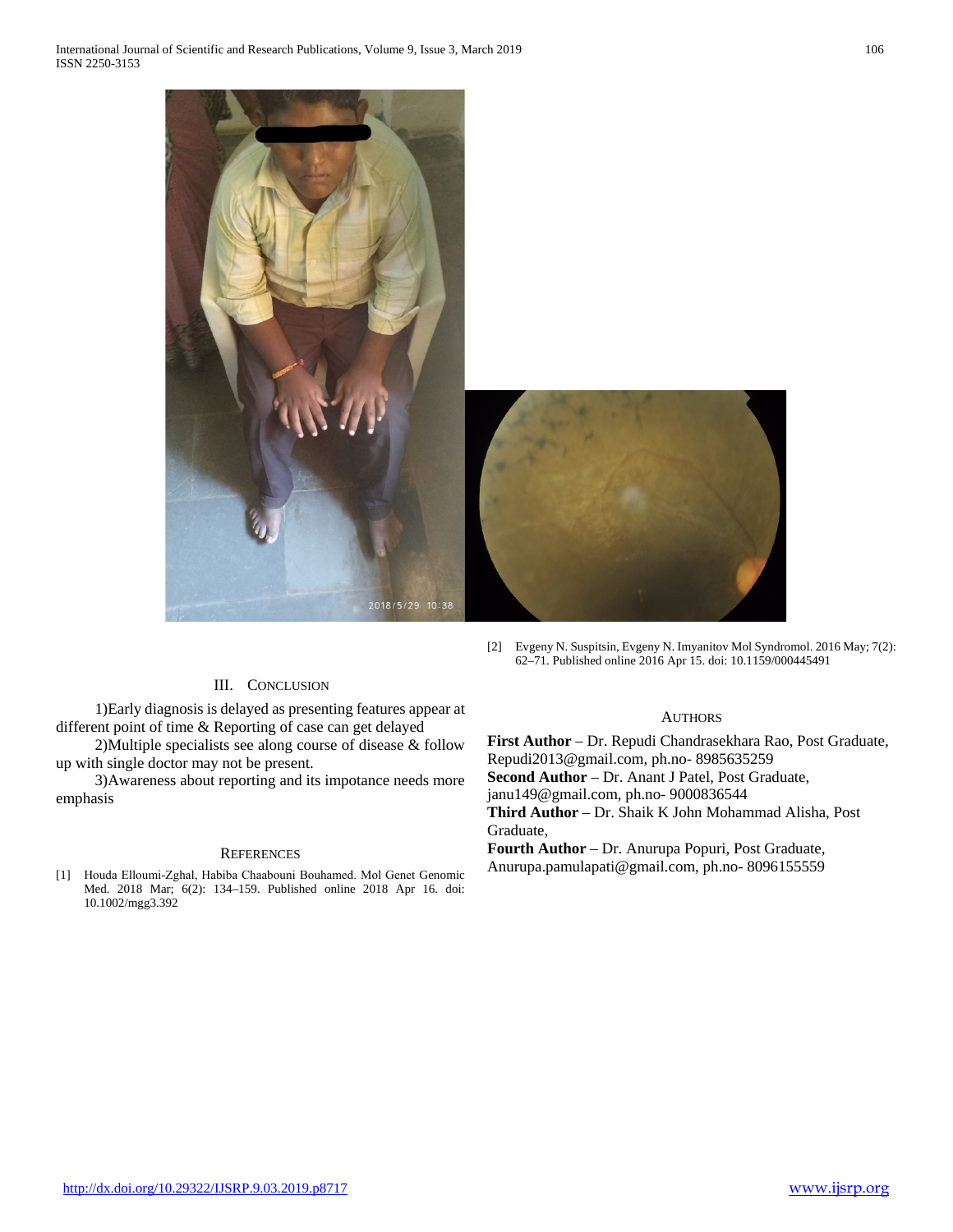## III. Conclusion

1)Early diagnosis is delayed as presenting features appear at different point of time & Reporting of case can get delayed

2)Multiple specialists see along course of disease & follow up with single doctor may not be present.

3)Awareness about reporting and its impotance needs more emphasis

## References

[1] Houda Elloumi-Zghal, Habiba Chaabouni Bouhamed. Mol Genet Genomic Med. 2018 Mar; 6(2): 134–159. Published online 2018 Apr 16. doi: 10.1002/mgg3.392

[2] Evgeny N. Suspitsin, Evgeny N. Imyanitov Mol Syndromol. 2016 May; 7(2): 62–71. Published online 2016 Apr 15. doi: 10.1159/000445491

## Authors

**First Author** – Dr. Repudi Chandrasekhara Rao, Post Graduate, Repudi2013@gmail.com, ph.no- 8985635259

**Second Author** – Dr. Anant J Patel, Post Graduate, janu149@gmail.com, ph.no- 9000836544

**Third Author** – Dr. Shaik K John Mohammad Alisha, Post Graduate,

**Fourth Author** – Dr. Anurupa Popuri, Post Graduate, Anurupa.pamulapati@gmail.com, ph.no- 8096155559